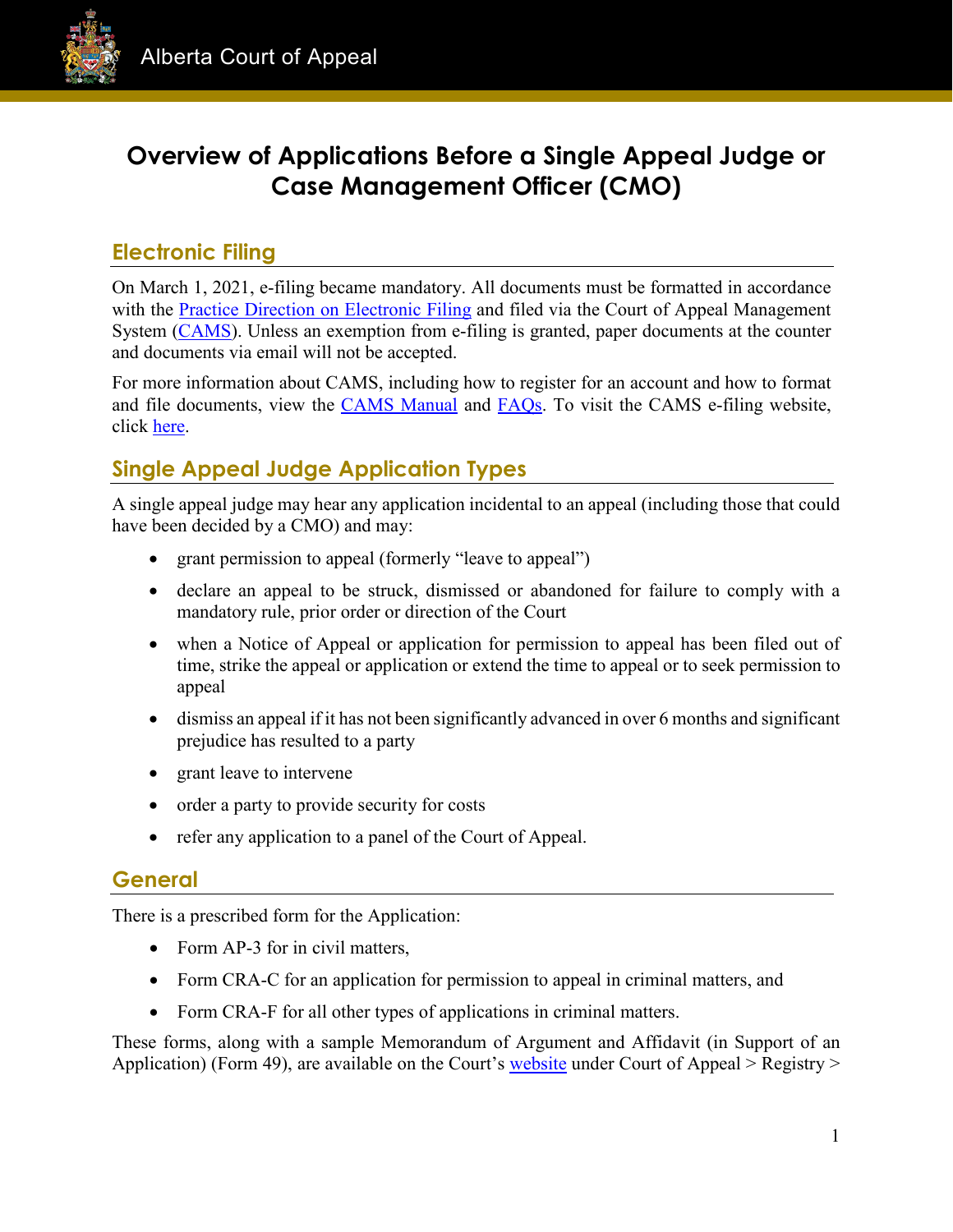Alberta Court of Appeal

# Overview of Applications Before a Single Appeal Judge or Case Management Officer (CMO)

## Electronic Filing

On March 1, 2021, e-filing became mandatory. All documents must be formatted in accordance with the Practice Direction on Electronic Filing and filed via the Court of Appeal Management System (CAMS). Unless an exemption from e-filing is granted, paper documents at the counter and documents via email will not be accepted.

For more information about CAMS, including how to register for an account and how to format and file documents, view the CAMS Manual and FAQs. To visit the CAMS e-filing website, click here.

## Single Appeal Judge Application Types

A single appeal judge may hear any application incidental to an appeal (including those that could have been decided by a CMO) and may:

- grant permission to appeal (formerly "leave to appeal")
- declare an appeal to be struck, dismissed or abandoned for failure to comply with a mandatory rule, prior order or direction of the Court
- when a Notice of Appeal or application for permission to appeal has been filed out of time, strike the appeal or application or extend the time to appeal or to seek permission to appeal
- dismiss an appeal if it has not been significantly advanced in over 6 months and significant prejudice has resulted to a party
- grant leave to intervene
- order a party to provide security for costs
- refer any application to a panel of the Court of Appeal.

## General

There is a prescribed form for the Application:

- Form AP-3 for in civil matters,
- Form CRA-C for an application for permission to appeal in criminal matters, and
- Form CRA-F for all other types of applications in criminal matters.

These forms, along with a sample Memorandum of Argument and Affidavit (in Support of an Application) (Form 49), are available on the Court's website under Court of Appeal > Registry >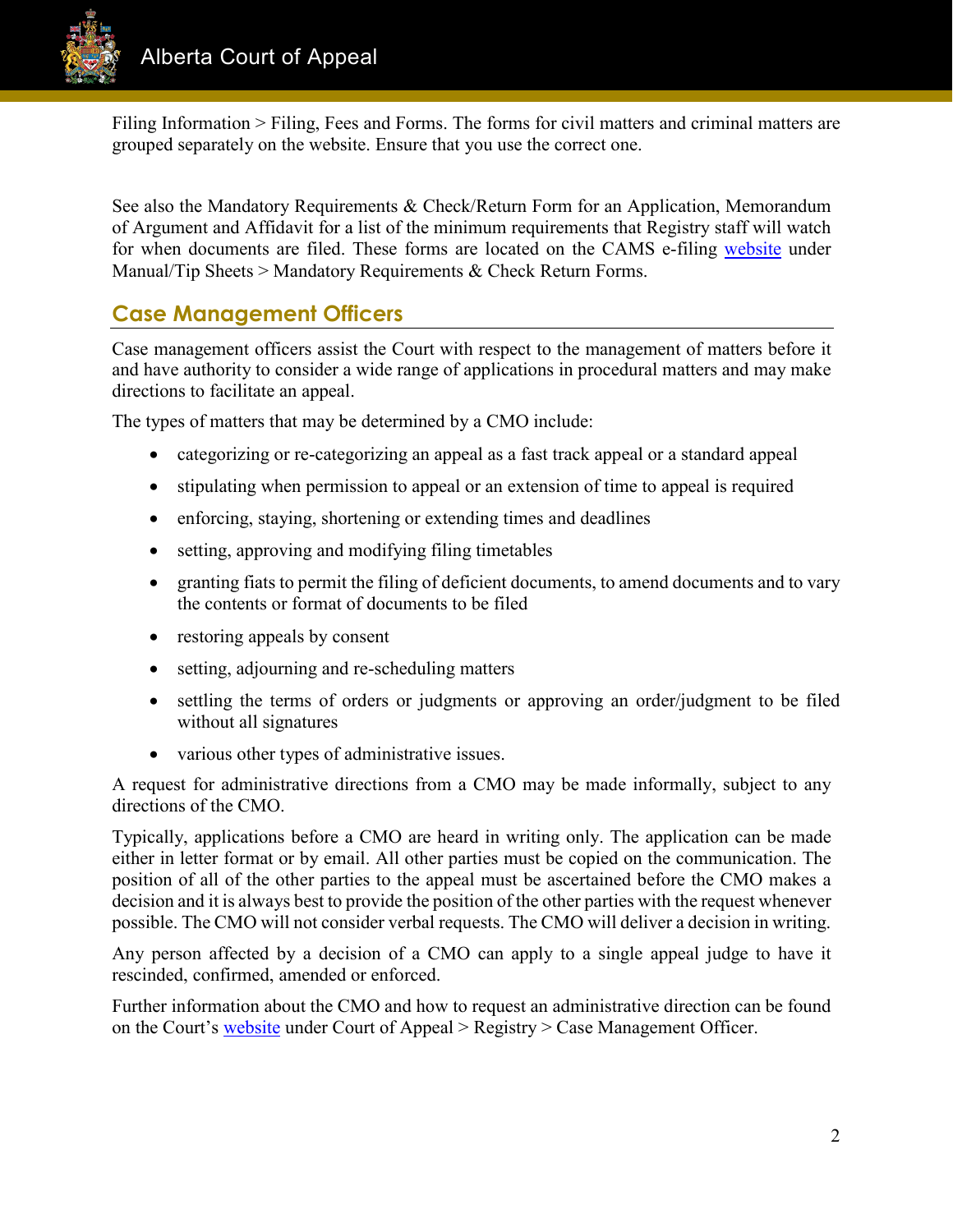Filing Information > Filing, Fees and Forms. The forms for civil matters and criminal matters are grouped separately on the website. Ensure that you use the correct one.

See also the Mandatory Requirements & Check/Return Form for an Application, Memorandum of Argument and Affidavit for a list of the minimum requirements that Registry staff will watch for when documents are filed. These forms are located on the CAMS e-filing website under Manual/Tip Sheets > Mandatory Requirements & Check Return Forms.

## Case Management Officers

Case management officers assist the Court with respect to the management of matters before it and have authority to consider a wide range of applications in procedural matters and may make directions to facilitate an appeal.

The types of matters that may be determined by a CMO include:

- categorizing or re-categorizing an appeal as a fast track appeal or a standard appeal
- stipulating when permission to appeal or an extension of time to appeal is required
- enforcing, staying, shortening or extending times and deadlines
- setting, approving and modifying filing timetables
- granting fiats to permit the filing of deficient documents, to amend documents and to vary the contents or format of documents to be filed
- restoring appeals by consent
- setting, adjourning and re-scheduling matters
- settling the terms of orders or judgments or approving an order/judgment to be filed without all signatures
- various other types of administrative issues.

A request for administrative directions from a CMO may be made informally, subject to any directions of the CMO.

Typically, applications before a CMO are heard in writing only. The application can be made either in letter format or by email. All other parties must be copied on the communication. The position of all of the other parties to the appeal must be ascertained before the CMO makes a decision and it is always best to provide the position of the other parties with the request whenever possible. The CMO will not consider verbal requests. The CMO will deliver a decision in writing.

Any person affected by a decision of a CMO can apply to a single appeal judge to have it rescinded, confirmed, amended or enforced.

Further information about the CMO and how to request an administrative direction can be found on the Court's website under Court of Appeal > Registry > Case Management Officer.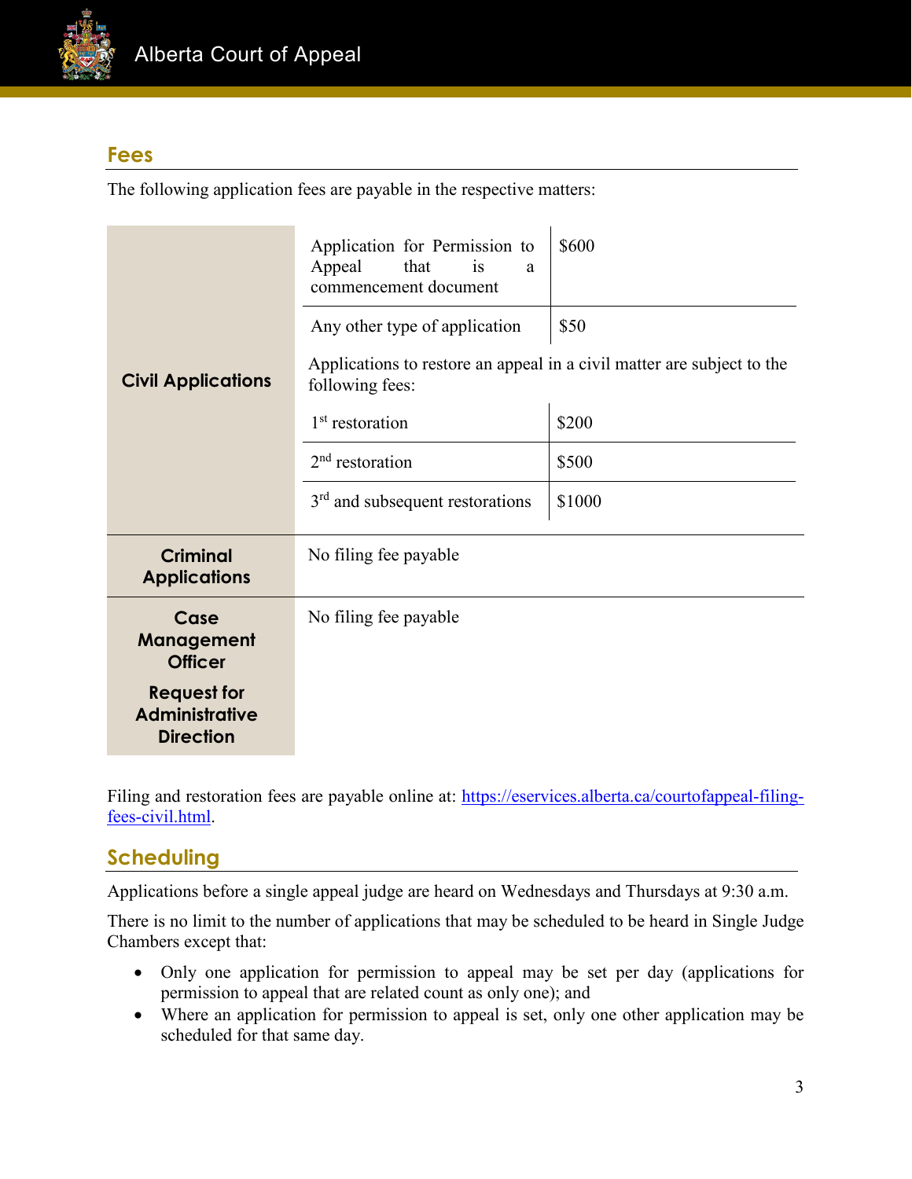## Fees

The following application fees are payable in the respective matters:

| | | |
|---|---|---|
| **Civil Applications** | Application for Permission to Appeal that is a commencement document | $600 |
| | Any other type of application | $50 |
| | Applications to restore an appeal in a civil matter are subject to the following fees: | |
| | 1st restoration | $200 |
| | 2nd restoration | $500 |
| | 3rd and subsequent restorations | $1000 |
| **Criminal Applications** | No filing fee payable | |
| **Case Management Officer Request for Administrative Direction** | No filing fee payable | |

Filing and restoration fees are payable online at: https://eservices.alberta.ca/courtofappeal-filing-fees-civil.html.

## Scheduling

Applications before a single appeal judge are heard on Wednesdays and Thursdays at 9:30 a.m.

There is no limit to the number of applications that may be scheduled to be heard in Single Judge Chambers except that:

- Only one application for permission to appeal may be set per day (applications for permission to appeal that are related count as only one); and
- Where an application for permission to appeal is set, only one other application may be scheduled for that same day.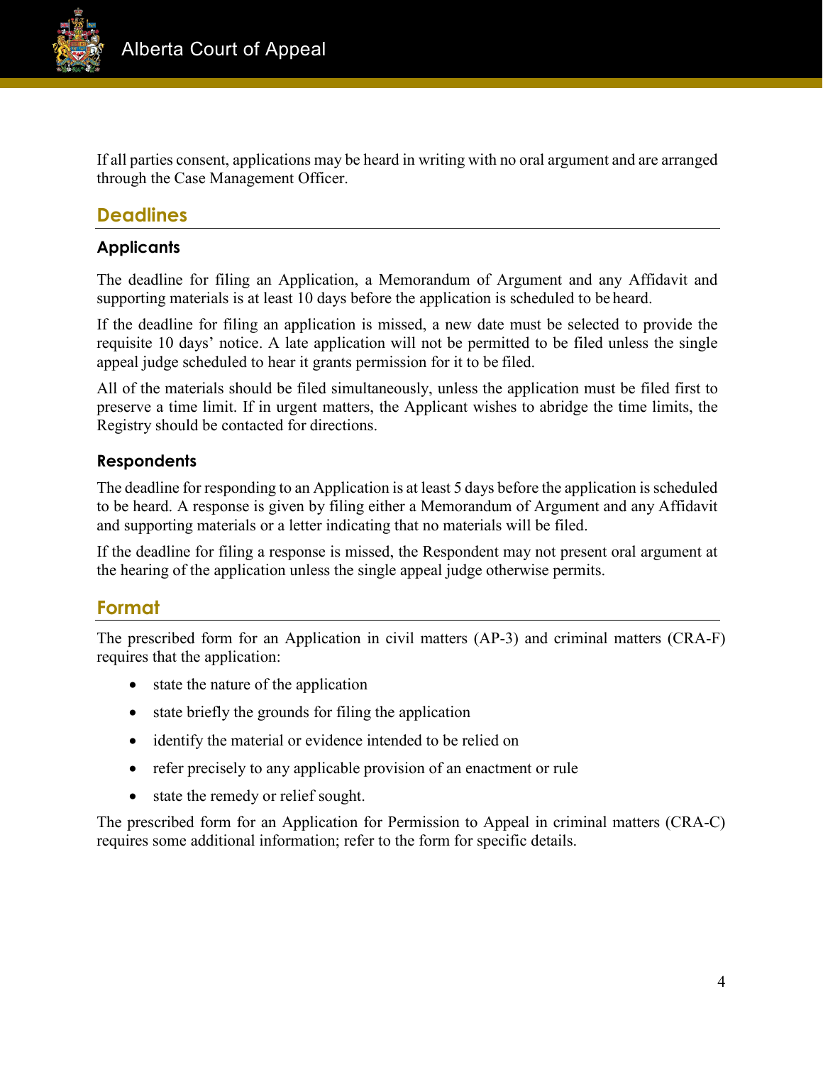If all parties consent, applications may be heard in writing with no oral argument and are arranged through the Case Management Officer.

## Deadlines

### Applicants

The deadline for filing an Application, a Memorandum of Argument and any Affidavit and supporting materials is at least 10 days before the application is scheduled to be heard.

If the deadline for filing an application is missed, a new date must be selected to provide the requisite 10 days' notice. A late application will not be permitted to be filed unless the single appeal judge scheduled to hear it grants permission for it to be filed.

All of the materials should be filed simultaneously, unless the application must be filed first to preserve a time limit. If in urgent matters, the Applicant wishes to abridge the time limits, the Registry should be contacted for directions.

### Respondents

The deadline for responding to an Application is at least 5 days before the application is scheduled to be heard. A response is given by filing either a Memorandum of Argument and any Affidavit and supporting materials or a letter indicating that no materials will be filed.

If the deadline for filing a response is missed, the Respondent may not present oral argument at the hearing of the application unless the single appeal judge otherwise permits.

## Format

The prescribed form for an Application in civil matters (AP-3) and criminal matters (CRA-F) requires that the application:

- state the nature of the application
- state briefly the grounds for filing the application
- identify the material or evidence intended to be relied on
- refer precisely to any applicable provision of an enactment or rule
- state the remedy or relief sought.

The prescribed form for an Application for Permission to Appeal in criminal matters (CRA-C) requires some additional information; refer to the form for specific details.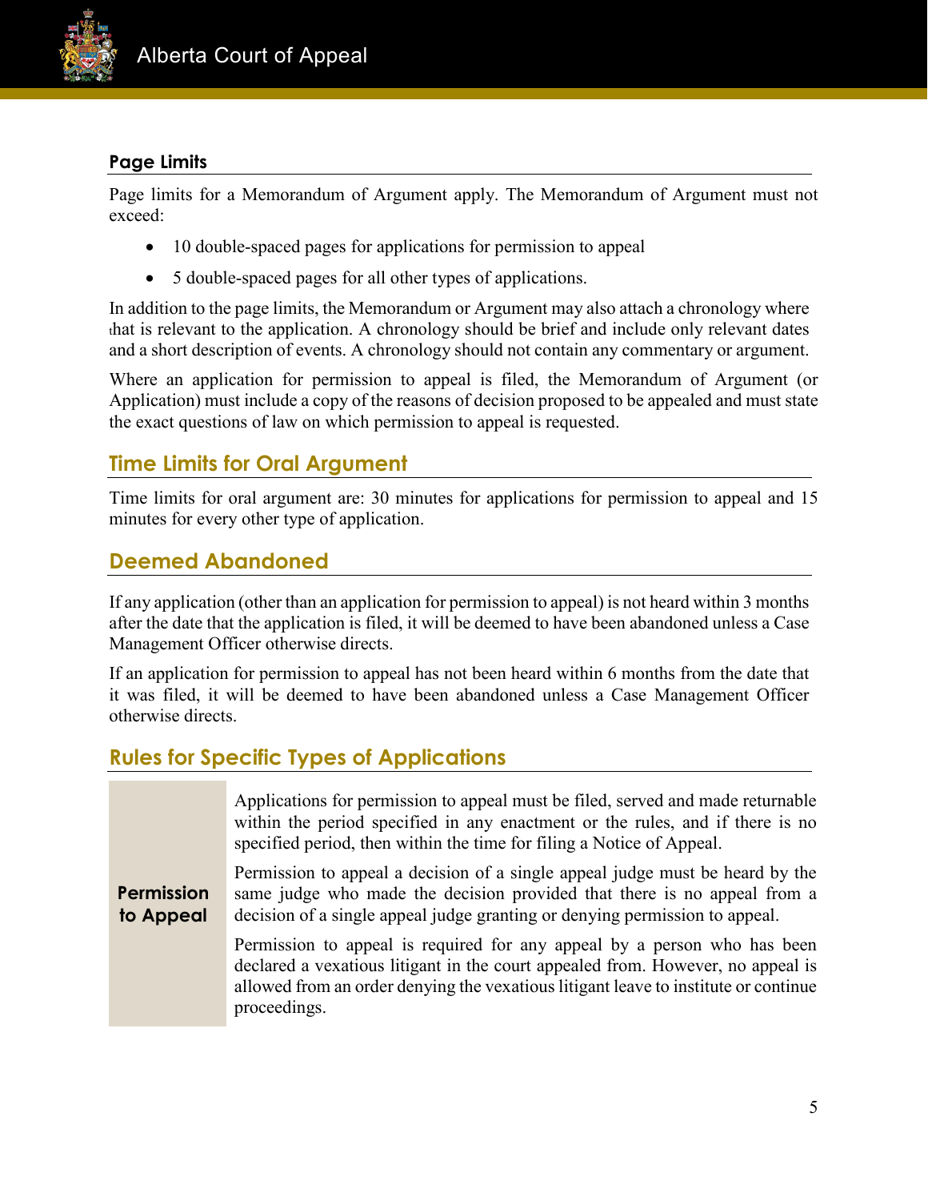### Page Limits

Page limits for a Memorandum of Argument apply. The Memorandum of Argument must not exceed:

- 10 double-spaced pages for applications for permission to appeal
- 5 double-spaced pages for all other types of applications.

In addition to the page limits, the Memorandum or Argument may also attach a chronology where that is relevant to the application. A chronology should be brief and include only relevant dates and a short description of events. A chronology should not contain any commentary or argument.

Where an application for permission to appeal is filed, the Memorandum of Argument (or Application) must include a copy of the reasons of decision proposed to be appealed and must state the exact questions of law on which permission to appeal is requested.

## Time Limits for Oral Argument

Time limits for oral argument are: 30 minutes for applications for permission to appeal and 15 minutes for every other type of application.

## Deemed Abandoned

If any application (other than an application for permission to appeal) is not heard within 3 months after the date that the application is filed, it will be deemed to have been abandoned unless a Case Management Officer otherwise directs.

If an application for permission to appeal has not been heard within 6 months from the date that it was filed, it will be deemed to have been abandoned unless a Case Management Officer otherwise directs.

## Rules for Specific Types of Applications

| | |
|---|---|
| **Permission to Appeal** | Applications for permission to appeal must be filed, served and made returnable within the period specified in any enactment or the rules, and if there is no specified period, then within the time for filing a Notice of Appeal.<br><br>Permission to appeal a decision of a single appeal judge must be heard by the same judge who made the decision provided that there is no appeal from a decision of a single appeal judge granting or denying permission to appeal.<br><br>Permission to appeal is required for any appeal by a person who has been declared a vexatious litigant in the court appealed from. However, no appeal is allowed from an order denying the vexatious litigant leave to institute or continue proceedings. |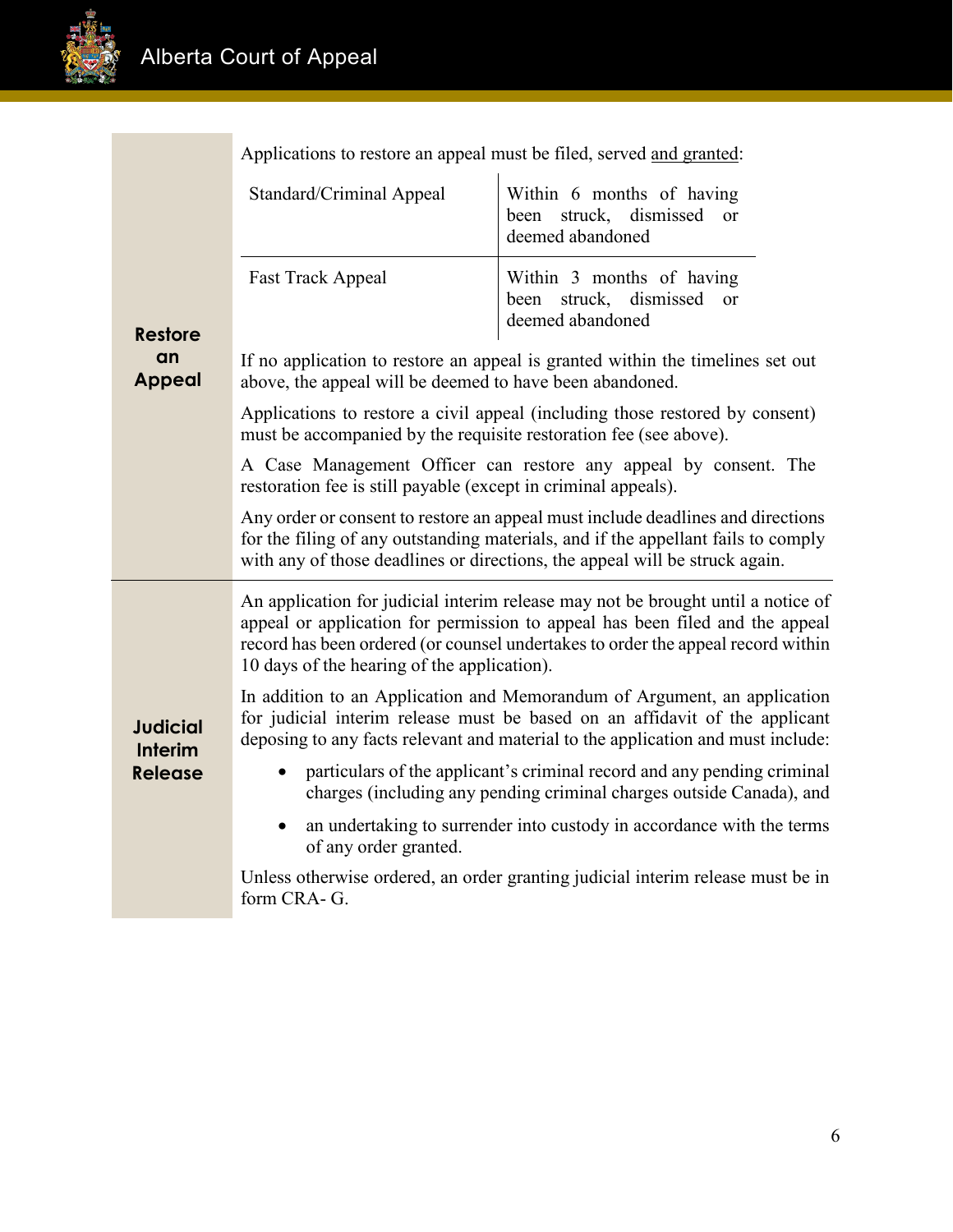| | |
|---|---|
| **Restore an Appeal** | Applications to restore an appeal must be filed, served <u>and granted</u>:<br><br>Standard/Criminal Appeal — Within 6 months of having been struck, dismissed or deemed abandoned<br><br>Fast Track Appeal — Within 3 months of having been struck, dismissed or deemed abandoned<br><br>If no application to restore an appeal is granted within the timelines set out above, the appeal will be deemed to have been abandoned.<br><br>Applications to restore a civil appeal (including those restored by consent) must be accompanied by the requisite restoration fee (see above).<br><br>A Case Management Officer can restore any appeal by consent. The restoration fee is still payable (except in criminal appeals).<br><br>Any order or consent to restore an appeal must include deadlines and directions for the filing of any outstanding materials, and if the appellant fails to comply with any of those deadlines or directions, the appeal will be struck again. |
| **Judicial Interim Release** | An application for judicial interim release may not be brought until a notice of appeal or application for permission to appeal has been filed and the appeal record has been ordered (or counsel undertakes to order the appeal record within 10 days of the hearing of the application).<br><br>In addition to an Application and Memorandum of Argument, an application for judicial interim release must be based on an affidavit of the applicant deposing to any facts relevant and material to the application and must include:<br><br>• particulars of the applicant's criminal record and any pending criminal charges (including any pending criminal charges outside Canada), and<br><br>• an undertaking to surrender into custody in accordance with the terms of any order granted.<br><br>Unless otherwise ordered, an order granting judicial interim release must be in form CRA- G. |